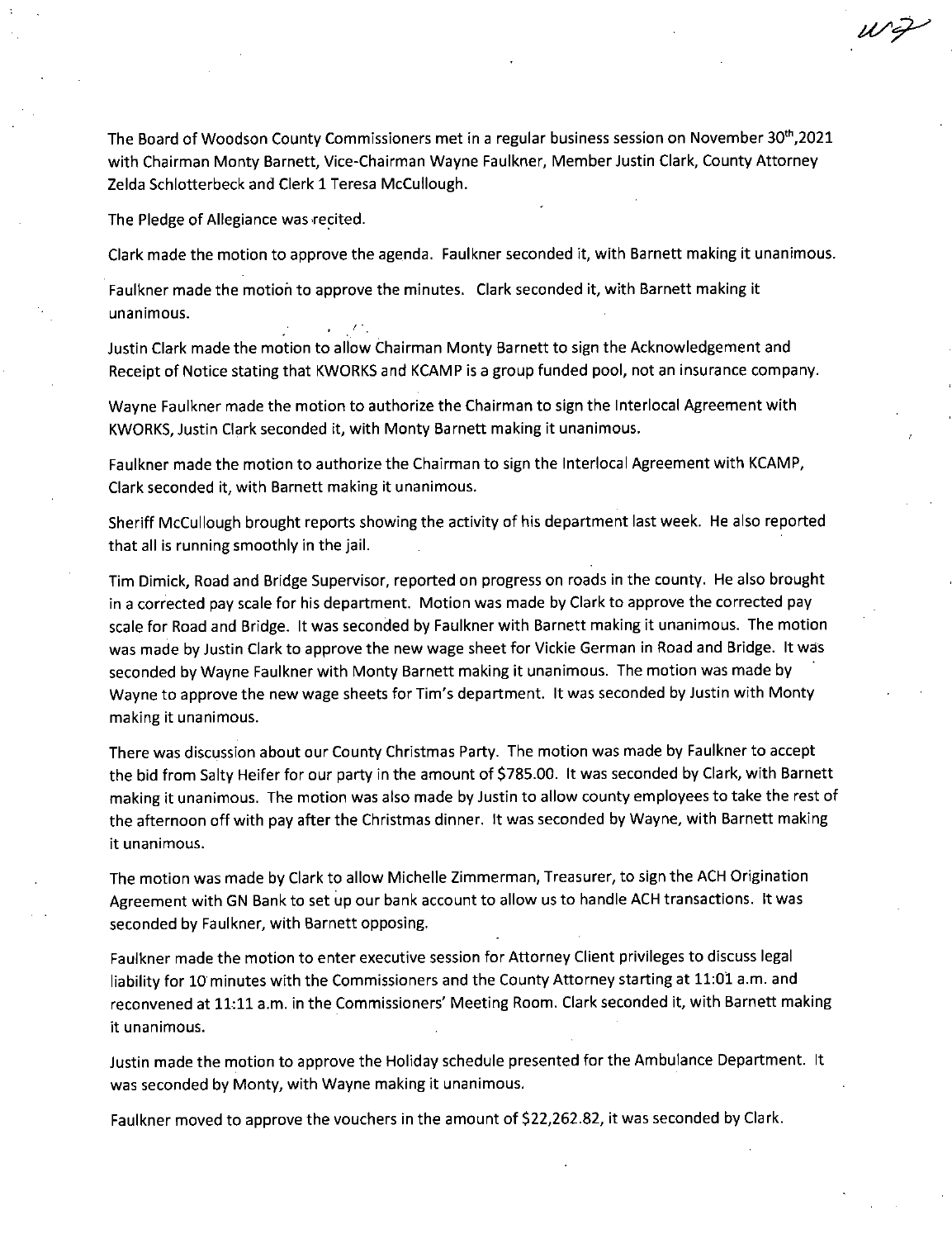The Board of Woodson County Commissioners met in a regular business session on November 30th,2021 with Chairman Monty Barnett, Vice-Chairman Wayne Faulkner, Member Justin Clark, County Attorney Zelda Schlotterbeck and Clerk 1 Teresa McCullough.

The Pledge of Allegiance was recited.

Clark made the motion to approve the agenda. Faulkner seconded it, with Barnett making it unanimous.

Faulkner made the motion to approve the minutes. Clark seconded it, with Barnett making it unanimous.

Justin Clark made the motion to allow Chairman Monty Barnett to sign the Acknowledgement and Receipt of Notice stating that KWORKS and KCAMP is a group funded pool, not an insurance company.

Wayne Faulkner made the motion to authorize the Chairman to sign the Interlocal Agreement with KWORKS, Justin Clark seconded it, with Monty Barnett making it unanimous.

Faulkner made the motion to authorize the Chairman to sign the Interlocal Agreement with KCAMP, Clark seconded it, with Barnett making it unanimous.

Sheriff McCullough brought reports showing the activity of his department last week. He also reported that all is running smoothly in the jail.

Tim Dimick, Road and Bridge Supervisor, reported on progress on roads in the county. He also brought in a corrected pay scale for his department. Motion was made by Clark to approve the corrected pay scale for Road and Bridge. It was seconded by Faulkner with Barnett making it unanimous. The motion was made by Justin Clark to approve the new wage sheet for Vickie German in Road and Bridge. It was seconded by Wayne Faulkner with Monty Barnett making it unanimous. The motion was made by Wayne to approve the new wage sheets for Tim's department. It was seconded by Justin with Monty making it unanimous.

There was discussion about our County Christmas Party. The motion was made by Faulkner to accept the bid from Salty Heifer for our party in the amount of $785.00. It was seconded by Clark, with Barnett making it unanimous. The motion was also made by Justin to allow county employees to take the rest of the afternoon off with pay after the Christmas dinner. It was seconded by Wayne, with Barnett making it unanimous.

The motion was made by Clark to allow Michelle Zimmerman, Treasurer, to sign the ACH Origination Agreement with GN Bank to set up our bank account to allow us to handle ACH transactions. It was seconded by Faulkner, with Barnett opposing.

Faulkner made the motion to enter executive session for Attorney Client privileges to discuss legal liability for 10 minutes with the Commissioners and the County Attorney starting at 11:01 a.m. and reconvened at 11:11 a.m. in the Commissioners' Meeting Room. Clark seconded it, with Barnett making it unanimous.

Justin made the motion to approve the Holiday schedule presented for the Ambulance Department. It was seconded by Monty, with Wayne making it unanimous.

Faulkner moved to approve the vouchers in the amount of $22,262.82, it was seconded by Clark.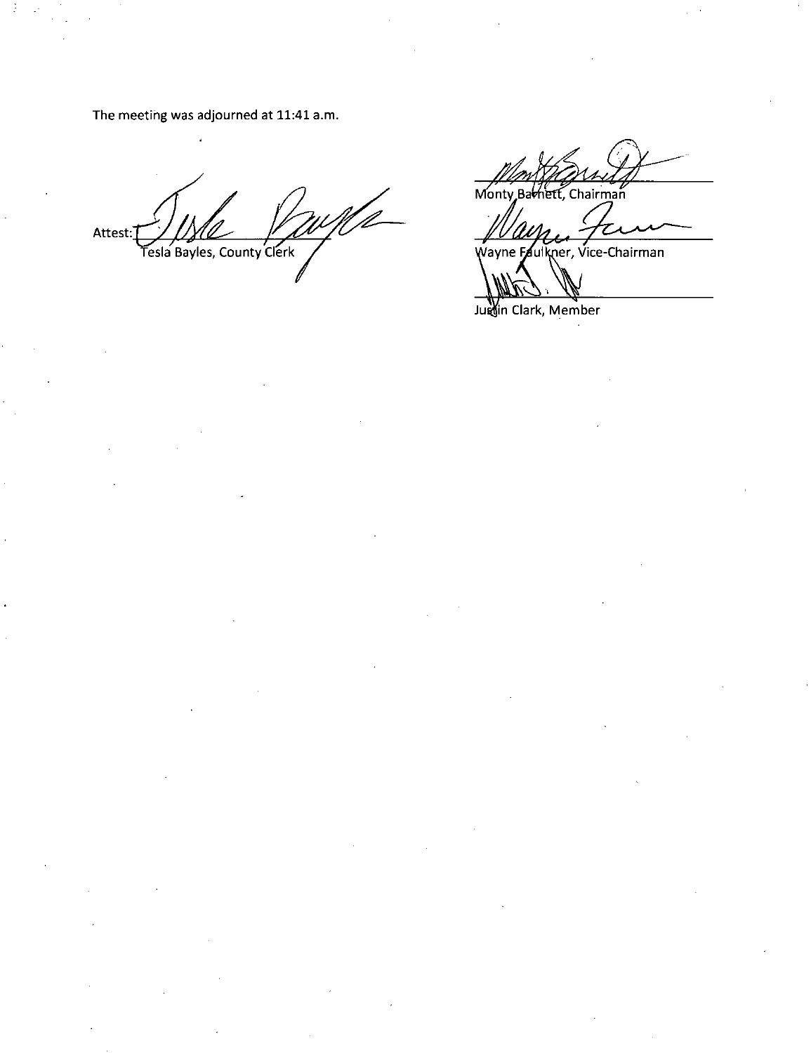The meeting was adjourned at 11:41 a.m.

Attest: ______________________
Tesla Bayles, County Clerk

______________________
Monty Barnett, Chairman

______________________
Wayne Faulkner, Vice-Chairman

______________________
Justin Clark, Member